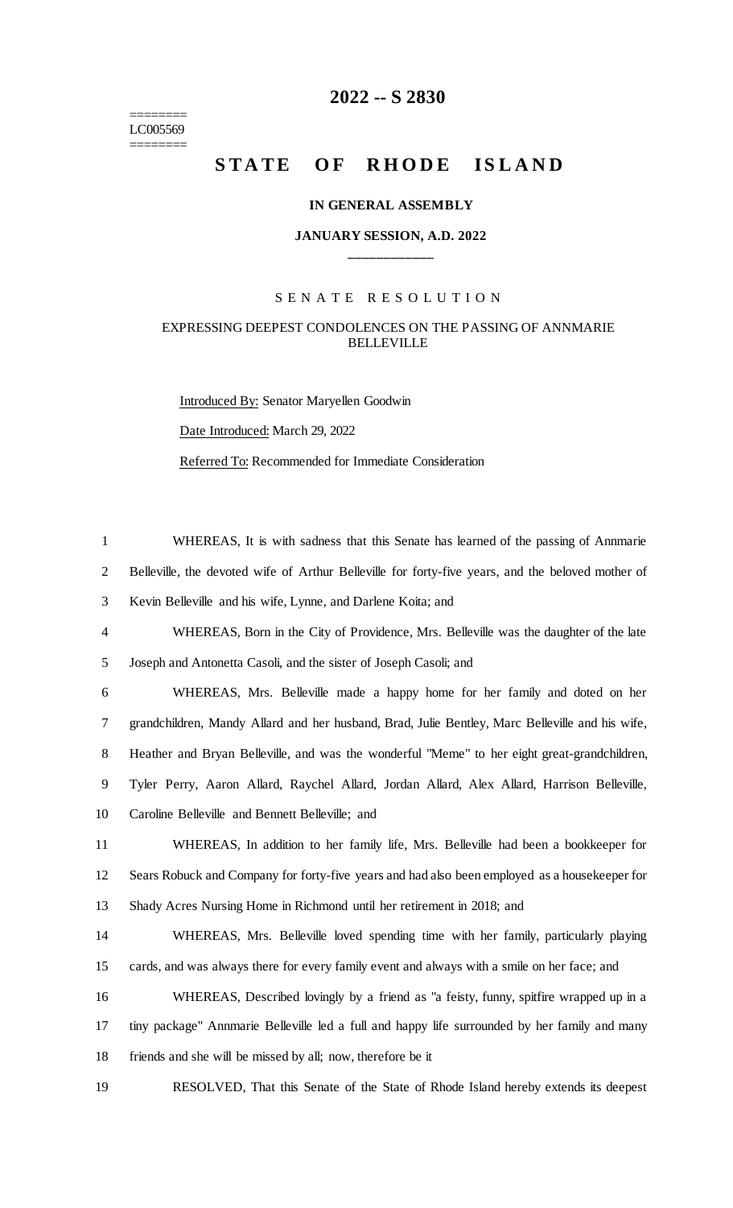# 2022 -- S 2830

========
LC005569
========

## STATE OF RHODE ISLAND

### IN GENERAL ASSEMBLY

### JANUARY SESSION, A.D. 2022

\_\_\_\_\_\_\_\_\_\_\_\_

SENATE RESOLUTION

EXPRESSING DEEPEST CONDOLENCES ON THE PASSING OF ANNMARIE BELLEVILLE

Introduced By: Senator Maryellen Goodwin

Date Introduced: March 29, 2022

Referred To: Recommended for Immediate Consideration

1 WHEREAS, It is with sadness that this Senate has learned of the passing of Annmarie
2 Belleville, the devoted wife of Arthur Belleville for forty-five years, and the beloved mother of
3 Kevin Belleville and his wife, Lynne, and Darlene Koita; and
4 WHEREAS, Born in the City of Providence, Mrs. Belleville was the daughter of the late
5 Joseph and Antonetta Casoli, and the sister of Joseph Casoli; and
6 WHEREAS, Mrs. Belleville made a happy home for her family and doted on her
7 grandchildren, Mandy Allard and her husband, Brad, Julie Bentley, Marc Belleville and his wife,
8 Heather and Bryan Belleville, and was the wonderful "Meme" to her eight great-grandchildren,
9 Tyler Perry, Aaron Allard, Raychel Allard, Jordan Allard, Alex Allard, Harrison Belleville,
10 Caroline Belleville and Bennett Belleville; and
11 WHEREAS, In addition to her family life, Mrs. Belleville had been a bookkeeper for
12 Sears Robuck and Company for forty-five years and had also been employed as a housekeeper for
13 Shady Acres Nursing Home in Richmond until her retirement in 2018; and
14 WHEREAS, Mrs. Belleville loved spending time with her family, particularly playing
15 cards, and was always there for every family event and always with a smile on her face; and
16 WHEREAS, Described lovingly by a friend as "a feisty, funny, spitfire wrapped up in a
17 tiny package" Annmarie Belleville led a full and happy life surrounded by her family and many
18 friends and she will be missed by all; now, therefore be it
19 RESOLVED, That this Senate of the State of Rhode Island hereby extends its deepest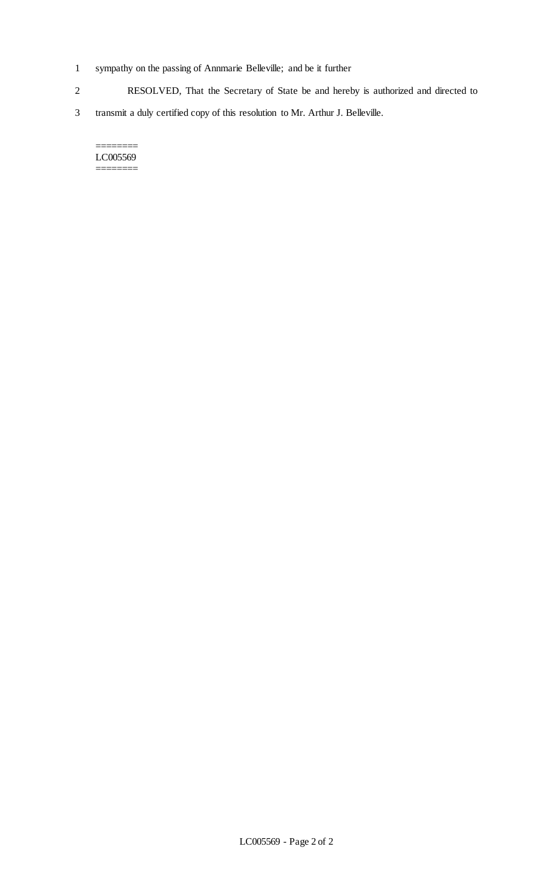sympathy on the passing of Annmarie Belleville; and be it further

RESOLVED, That the Secretary of State be and hereby is authorized and directed to transmit a duly certified copy of this resolution to Mr. Arthur J. Belleville.

========
LC005569
========